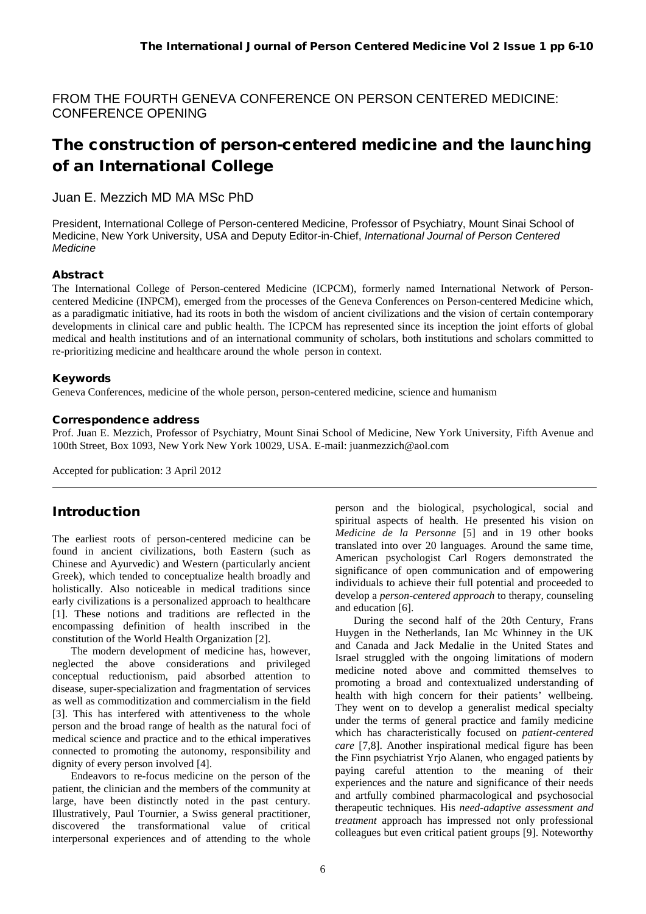FROM THE FOURTH GENEVA CONFERENCE ON PERSON CENTERED MEDICINE: CONFERENCE OPENING

# The construction of person-centered medicine and the launching of an International College

Juan E. Mezzich MD MA MSc PhD

President, International College of Person-centered Medicine, Professor of Psychiatry, Mount Sinai School of Medicine, New York University, USA and Deputy Editor-in-Chief, *International Journal of Person Centered Medicine*

### Abstract

The International College of Person-centered Medicine (ICPCM), formerly named International Network of Person-centered Medicine (INPCM), emerged from the processes of the Geneva Conferences on Person-centered Medicine which, as a paradigmatic initiative, had its roots in both the wisdom of ancient civilizations and the vision of certain contemporary developments in clinical care and public health. The ICPCM has represented since its inception the joint efforts of global medical and health institutions and of an international community of scholars, both institutions and scholars committed to re-prioritizing medicine and healthcare around the whole person in context.

### Keywords

Geneva Conferences, medicine of the whole person, person-centered medicine, science and humanism

### Correspondence address

Prof. Juan E. Mezzich, Professor of Psychiatry, Mount Sinai School of Medicine, New York University, Fifth Avenue and 100th Street, Box 1093, New York New York 10029, USA. E-mail: juanmezzich@aol.com

Accepted for publication: 3 April 2012

## Introduction

The earliest roots of person-centered medicine can be found in ancient civilizations, both Eastern (such as Chinese and Ayurvedic) and Western (particularly ancient Greek), which tended to conceptualize health broadly and holistically. Also noticeable in medical traditions since early civilizations is a personalized approach to healthcare [1]. These notions and traditions are reflected in the encompassing definition of health inscribed in the constitution of the World Health Organization [2].

The modern development of medicine has, however, neglected the above considerations and privileged conceptual reductionism, paid absorbed attention to disease, super-specialization and fragmentation of services as well as commoditization and commercialism in the field [3]. This has interfered with attentiveness to the whole person and the broad range of health as the natural foci of medical science and practice and to the ethical imperatives connected to promoting the autonomy, responsibility and dignity of every person involved [4].

Endeavors to re-focus medicine on the person of the patient, the clinician and the members of the community at large, have been distinctly noted in the past century. Illustratively, Paul Tournier, a Swiss general practitioner, discovered the transformational value of critical interpersonal experiences and of attending to the whole person and the biological, psychological, social and spiritual aspects of health. He presented his vision on *Medicine de la Personne* [5] and in 19 other books translated into over 20 languages. Around the same time, American psychologist Carl Rogers demonstrated the significance of open communication and of empowering individuals to achieve their full potential and proceeded to develop a *person-centered approach* to therapy, counseling and education [6].

During the second half of the 20th Century, Frans Huygen in the Netherlands, Ian Mc Whinney in the UK and Canada and Jack Medalie in the United States and Israel struggled with the ongoing limitations of modern medicine noted above and committed themselves to promoting a broad and contextualized understanding of health with high concern for their patients' wellbeing. They went on to develop a generalist medical specialty under the terms of general practice and family medicine which has characteristically focused on *patient-centered care* [7,8]. Another inspirational medical figure has been the Finn psychiatrist Yrjo Alanen, who engaged patients by paying careful attention to the meaning of their experiences and the nature and significance of their needs and artfully combined pharmacological and psychosocial therapeutic techniques. His *need-adaptive assessment and treatment* approach has impressed not only professional colleagues but even critical patient groups [9]. Noteworthy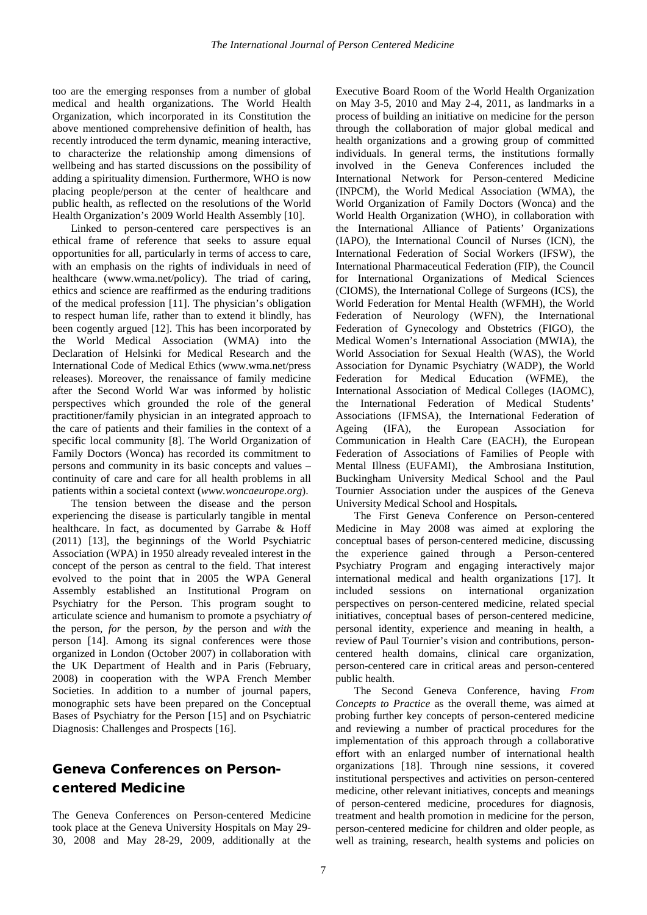too are the emerging responses from a number of global medical and health organizations. The World Health Organization, which incorporated in its Constitution the above mentioned comprehensive definition of health, has recently introduced the term dynamic, meaning interactive, to characterize the relationship among dimensions of wellbeing and has started discussions on the possibility of adding a spirituality dimension. Furthermore, WHO is now placing people/person at the center of healthcare and public health, as reflected on the resolutions of the World Health Organization's 2009 World Health Assembly [10].

Linked to person-centered care perspectives is an ethical frame of reference that seeks to assure equal opportunities for all, particularly in terms of access to care, with an emphasis on the rights of individuals in need of healthcare (www.wma.net/policy). The triad of caring, ethics and science are reaffirmed as the enduring traditions of the medical profession [11]. The physician's obligation to respect human life, rather than to extend it blindly, has been cogently argued [12]. This has been incorporated by the World Medical Association (WMA) into the Declaration of Helsinki for Medical Research and the International Code of Medical Ethics (www.wma.net/press releases). Moreover, the renaissance of family medicine after the Second World War was informed by holistic perspectives which grounded the role of the general practitioner/family physician in an integrated approach to the care of patients and their families in the context of a specific local community [8]. The World Organization of Family Doctors (Wonca) has recorded its commitment to persons and community in its basic concepts and values – continuity of care and care for all health problems in all patients within a societal context (*www.woncaeurope.org*).

The tension between the disease and the person experiencing the disease is particularly tangible in mental healthcare. In fact, as documented by Garrabe & Hoff (2011) [13], the beginnings of the World Psychiatric Association (WPA) in 1950 already revealed interest in the concept of the person as central to the field. That interest evolved to the point that in 2005 the WPA General Assembly established an Institutional Program on Psychiatry for the Person. This program sought to articulate science and humanism to promote a psychiatry *of* the person, *for* the person, *by* the person and *with* the person [14]. Among its signal conferences were those organized in London (October 2007) in collaboration with the UK Department of Health and in Paris (February, 2008) in cooperation with the WPA French Member Societies. In addition to a number of journal papers, monographic sets have been prepared on the Conceptual Bases of Psychiatry for the Person [15] and on Psychiatric Diagnosis: Challenges and Prospects [16].

## Geneva Conferences on Person-centered Medicine

The Geneva Conferences on Person-centered Medicine took place at the Geneva University Hospitals on May 29-30, 2008 and May 28-29, 2009, additionally at the Executive Board Room of the World Health Organization on May 3-5, 2010 and May 2-4, 2011, as landmarks in a process of building an initiative on medicine for the person through the collaboration of major global medical and health organizations and a growing group of committed individuals. In general terms, the institutions formally involved in the Geneva Conferences included the International Network for Person-centered Medicine (INPCM), the World Medical Association (WMA), the World Organization of Family Doctors (Wonca) and the World Health Organization (WHO), in collaboration with the International Alliance of Patients' Organizations (IAPO), the International Council of Nurses (ICN), the International Federation of Social Workers (IFSW), the International Pharmaceutical Federation (FIP), the Council for International Organizations of Medical Sciences (CIOMS), the International College of Surgeons (ICS), the World Federation for Mental Health (WFMH), the World Federation of Neurology (WFN), the International Federation of Gynecology and Obstetrics (FIGO), the Medical Women's International Association (MWIA), the World Association for Sexual Health (WAS), the World Association for Dynamic Psychiatry (WADP), the World Federation for Medical Education (WFME), the International Association of Medical Colleges (IAOMC), the International Federation of Medical Students' Associations (IFMSA), the International Federation of Ageing (IFA), the European Association for Communication in Health Care (EACH), the European Federation of Associations of Families of People with Mental Illness (EUFAMI), the Ambrosiana Institution, Buckingham University Medical School and the Paul Tournier Association under the auspices of the Geneva University Medical School and Hospitals**.**

The First Geneva Conference on Person-centered Medicine in May 2008 was aimed at exploring the conceptual bases of person-centered medicine, discussing the experience gained through a Person-centered Psychiatry Program and engaging interactively major international medical and health organizations [17]. It included sessions on international organization perspectives on person-centered medicine, related special initiatives, conceptual bases of person-centered medicine, personal identity, experience and meaning in health, a review of Paul Tournier's vision and contributions, person-centered health domains, clinical care organization, person-centered care in critical areas and person-centered public health.

The Second Geneva Conference, having *From Concepts to Practice* as the overall theme, was aimed at probing further key concepts of person-centered medicine and reviewing a number of practical procedures for the implementation of this approach through a collaborative effort with an enlarged number of international health organizations [18]. Through nine sessions, it covered institutional perspectives and activities on person-centered medicine, other relevant initiatives, concepts and meanings of person-centered medicine, procedures for diagnosis, treatment and health promotion in medicine for the person, person-centered medicine for children and older people, as well as training, research, health systems and policies on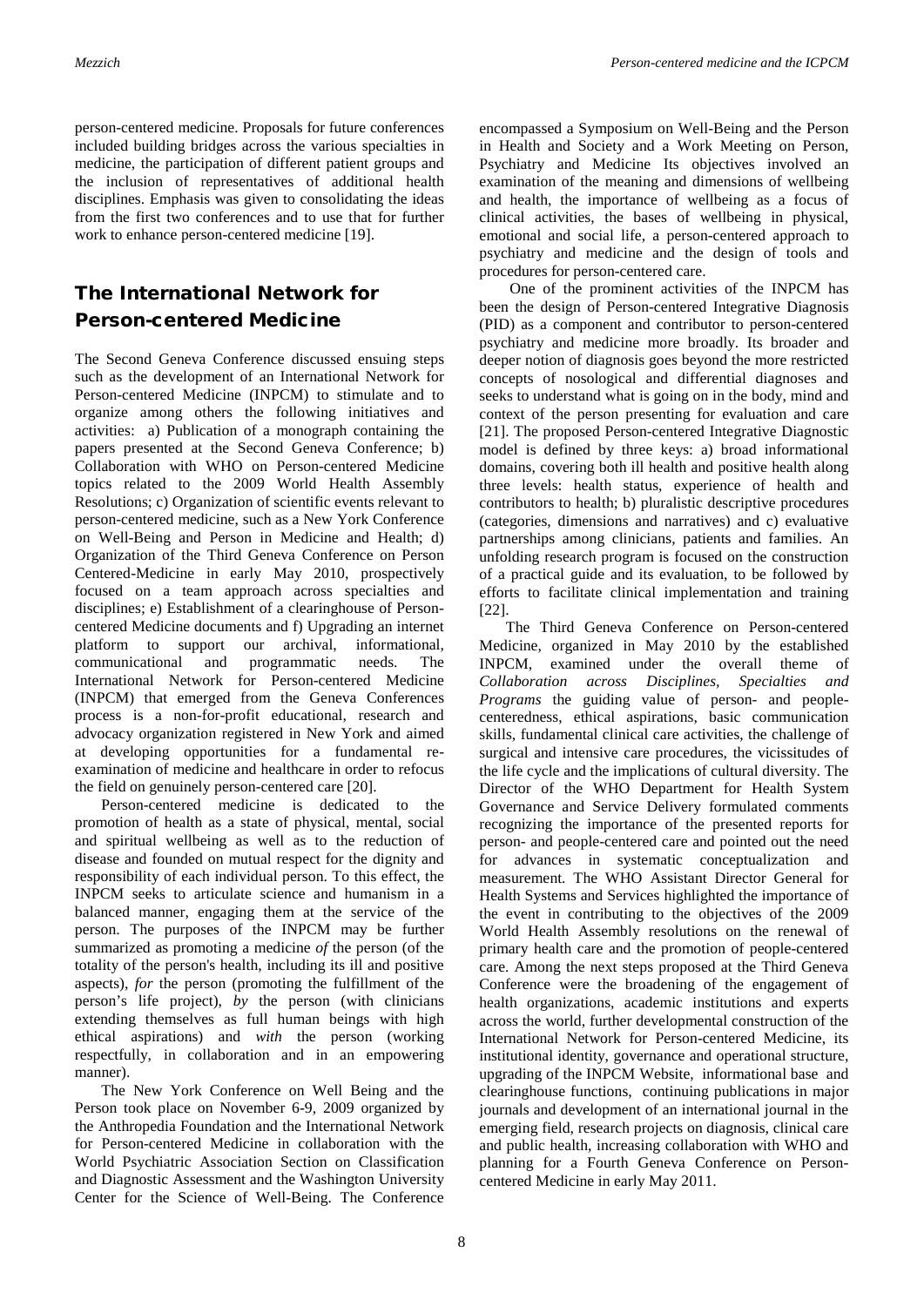person-centered medicine. Proposals for future conferences included building bridges across the various specialties in medicine, the participation of different patient groups and the inclusion of representatives of additional health disciplines. Emphasis was given to consolidating the ideas from the first two conferences and to use that for further work to enhance person-centered medicine [19].

## The International Network for Person-centered Medicine

The Second Geneva Conference discussed ensuing steps such as the development of an International Network for Person-centered Medicine (INPCM) to stimulate and to organize among others the following initiatives and activities: a) Publication of a monograph containing the papers presented at the Second Geneva Conference; b) Collaboration with WHO on Person-centered Medicine topics related to the 2009 World Health Assembly Resolutions; c) Organization of scientific events relevant to person-centered medicine, such as a New York Conference on Well-Being and Person in Medicine and Health; d) Organization of the Third Geneva Conference on Person Centered-Medicine in early May 2010, prospectively focused on a team approach across specialties and disciplines; e) Establishment of a clearinghouse of Person-centered Medicine documents and f) Upgrading an internet platform to support our archival, informational, communicational and programmatic needs. The International Network for Person-centered Medicine (INPCM) that emerged from the Geneva Conferences process is a non-for-profit educational, research and advocacy organization registered in New York and aimed at developing opportunities for a fundamental re-examination of medicine and healthcare in order to refocus the field on genuinely person-centered care [20].

Person-centered medicine is dedicated to the promotion of health as a state of physical, mental, social and spiritual wellbeing as well as to the reduction of disease and founded on mutual respect for the dignity and responsibility of each individual person. To this effect, the INPCM seeks to articulate science and humanism in a balanced manner, engaging them at the service of the person. The purposes of the INPCM may be further summarized as promoting a medicine *of* the person (of the totality of the person's health, including its ill and positive aspects), *for* the person (promoting the fulfillment of the person's life project), *by* the person (with clinicians extending themselves as full human beings with high ethical aspirations) and *with* the person (working respectfully, in collaboration and in an empowering manner).

The New York Conference on Well Being and the Person took place on November 6-9, 2009 organized by the Anthropedia Foundation and the International Network for Person-centered Medicine in collaboration with the World Psychiatric Association Section on Classification and Diagnostic Assessment and the Washington University Center for the Science of Well-Being. The Conference encompassed a Symposium on Well-Being and the Person in Health and Society and a Work Meeting on Person, Psychiatry and Medicine Its objectives involved an examination of the meaning and dimensions of wellbeing and health, the importance of wellbeing as a focus of clinical activities, the bases of wellbeing in physical, emotional and social life, a person-centered approach to psychiatry and medicine and the design of tools and procedures for person-centered care.

One of the prominent activities of the INPCM has been the design of Person-centered Integrative Diagnosis (PID) as a component and contributor to person-centered psychiatry and medicine more broadly. Its broader and deeper notion of diagnosis goes beyond the more restricted concepts of nosological and differential diagnoses and seeks to understand what is going on in the body, mind and context of the person presenting for evaluation and care [21]. The proposed Person-centered Integrative Diagnostic model is defined by three keys: a) broad informational domains, covering both ill health and positive health along three levels: health status, experience of health and contributors to health; b) pluralistic descriptive procedures (categories, dimensions and narratives) and c) evaluative partnerships among clinicians, patients and families. An unfolding research program is focused on the construction of a practical guide and its evaluation, to be followed by efforts to facilitate clinical implementation and training [22].

The Third Geneva Conference on Person-centered Medicine, organized in May 2010 by the established INPCM, examined under the overall theme of *Collaboration across Disciplines, Specialties and Programs* the guiding value of person- and people-centeredness, ethical aspirations, basic communication skills, fundamental clinical care activities, the challenge of surgical and intensive care procedures, the vicissitudes of the life cycle and the implications of cultural diversity. The Director of the WHO Department for Health System Governance and Service Delivery formulated comments recognizing the importance of the presented reports for person- and people-centered care and pointed out the need for advances in systematic conceptualization and measurement. The WHO Assistant Director General for Health Systems and Services highlighted the importance of the event in contributing to the objectives of the 2009 World Health Assembly resolutions on the renewal of primary health care and the promotion of people-centered care. Among the next steps proposed at the Third Geneva Conference were the broadening of the engagement of health organizations, academic institutions and experts across the world, further developmental construction of the International Network for Person-centered Medicine, its institutional identity, governance and operational structure, upgrading of the INPCM Website, informational base and clearinghouse functions, continuing publications in major journals and development of an international journal in the emerging field, research projects on diagnosis, clinical care and public health, increasing collaboration with WHO and planning for a Fourth Geneva Conference on Person-centered Medicine in early May 2011.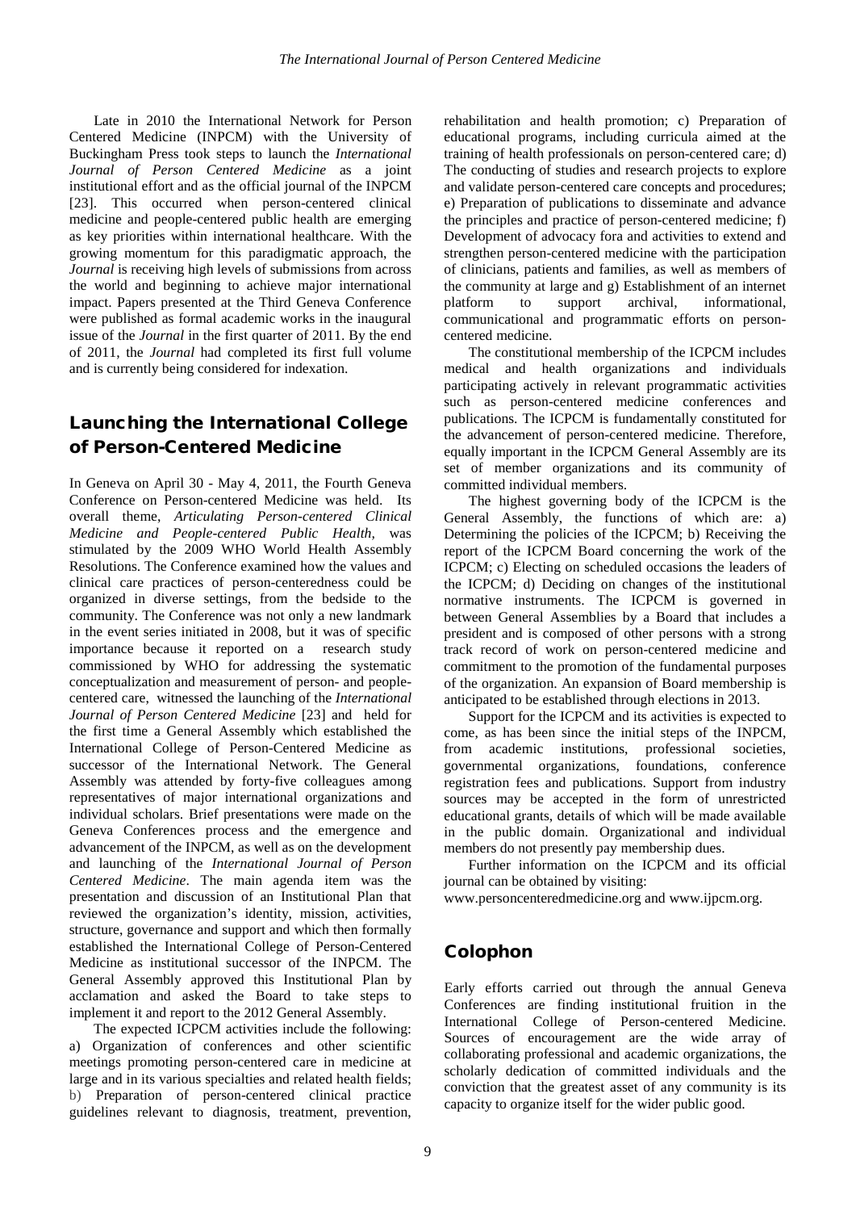Late in 2010 the International Network for Person Centered Medicine (INPCM) with the University of Buckingham Press took steps to launch the *International Journal of Person Centered Medicine* as a joint institutional effort and as the official journal of the INPCM [23]. This occurred when person-centered clinical medicine and people-centered public health are emerging as key priorities within international healthcare. With the growing momentum for this paradigmatic approach, the *Journal* is receiving high levels of submissions from across the world and beginning to achieve major international impact. Papers presented at the Third Geneva Conference were published as formal academic works in the inaugural issue of the *Journal* in the first quarter of 2011. By the end of 2011, the *Journal* had completed its first full volume and is currently being considered for indexation.

## Launching the International College of Person-Centered Medicine

In Geneva on April 30 - May 4, 2011, the Fourth Geneva Conference on Person-centered Medicine was held. Its overall theme, *Articulating Person-centered Clinical Medicine and People-centered Public Health,* was stimulated by the 2009 WHO World Health Assembly Resolutions. The Conference examined how the values and clinical care practices of person-centeredness could be organized in diverse settings, from the bedside to the community. The Conference was not only a new landmark in the event series initiated in 2008, but it was of specific importance because it reported on a research study commissioned by WHO for addressing the systematic conceptualization and measurement of person- and people-centered care, witnessed the launching of the *International Journal of Person Centered Medicine* [23] and held for the first time a General Assembly which established the International College of Person-Centered Medicine as successor of the International Network. The General Assembly was attended by forty-five colleagues among representatives of major international organizations and individual scholars. Brief presentations were made on the Geneva Conferences process and the emergence and advancement of the INPCM, as well as on the development and launching of the *International Journal of Person Centered Medicine*. The main agenda item was the presentation and discussion of an Institutional Plan that reviewed the organization's identity, mission, activities, structure, governance and support and which then formally established the International College of Person-Centered Medicine as institutional successor of the INPCM. The General Assembly approved this Institutional Plan by acclamation and asked the Board to take steps to implement it and report to the 2012 General Assembly.

The expected ICPCM activities include the following: a) Organization of conferences and other scientific meetings promoting person-centered care in medicine at large and in its various specialties and related health fields; b) Preparation of person-centered clinical practice guidelines relevant to diagnosis, treatment, prevention, rehabilitation and health promotion; c) Preparation of educational programs, including curricula aimed at the training of health professionals on person-centered care; d) The conducting of studies and research projects to explore and validate person-centered care concepts and procedures; e) Preparation of publications to disseminate and advance the principles and practice of person-centered medicine; f) Development of advocacy fora and activities to extend and strengthen person-centered medicine with the participation of clinicians, patients and families, as well as members of the community at large and g) Establishment of an internet platform to support archival, informational, communicational and programmatic efforts on person-centered medicine.

The constitutional membership of the ICPCM includes medical and health organizations and individuals participating actively in relevant programmatic activities such as person-centered medicine conferences and publications. The ICPCM is fundamentally constituted for the advancement of person-centered medicine. Therefore, equally important in the ICPCM General Assembly are its set of member organizations and its community of committed individual members.

The highest governing body of the ICPCM is the General Assembly, the functions of which are: a) Determining the policies of the ICPCM; b) Receiving the report of the ICPCM Board concerning the work of the ICPCM; c) Electing on scheduled occasions the leaders of the ICPCM; d) Deciding on changes of the institutional normative instruments. The ICPCM is governed in between General Assemblies by a Board that includes a president and is composed of other persons with a strong track record of work on person-centered medicine and commitment to the promotion of the fundamental purposes of the organization. An expansion of Board membership is anticipated to be established through elections in 2013.

Support for the ICPCM and its activities is expected to come, as has been since the initial steps of the INPCM, from academic institutions, professional societies, governmental organizations, foundations, conference registration fees and publications. Support from industry sources may be accepted in the form of unrestricted educational grants, details of which will be made available in the public domain. Organizational and individual members do not presently pay membership dues.

Further information on the ICPCM and its official journal can be obtained by visiting:
www.personcenteredmedicine.org and www.ijpcm.org.

## Colophon

Early efforts carried out through the annual Geneva Conferences are finding institutional fruition in the International College of Person-centered Medicine. Sources of encouragement are the wide array of collaborating professional and academic organizations, the scholarly dedication of committed individuals and the conviction that the greatest asset of any community is its capacity to organize itself for the wider public good.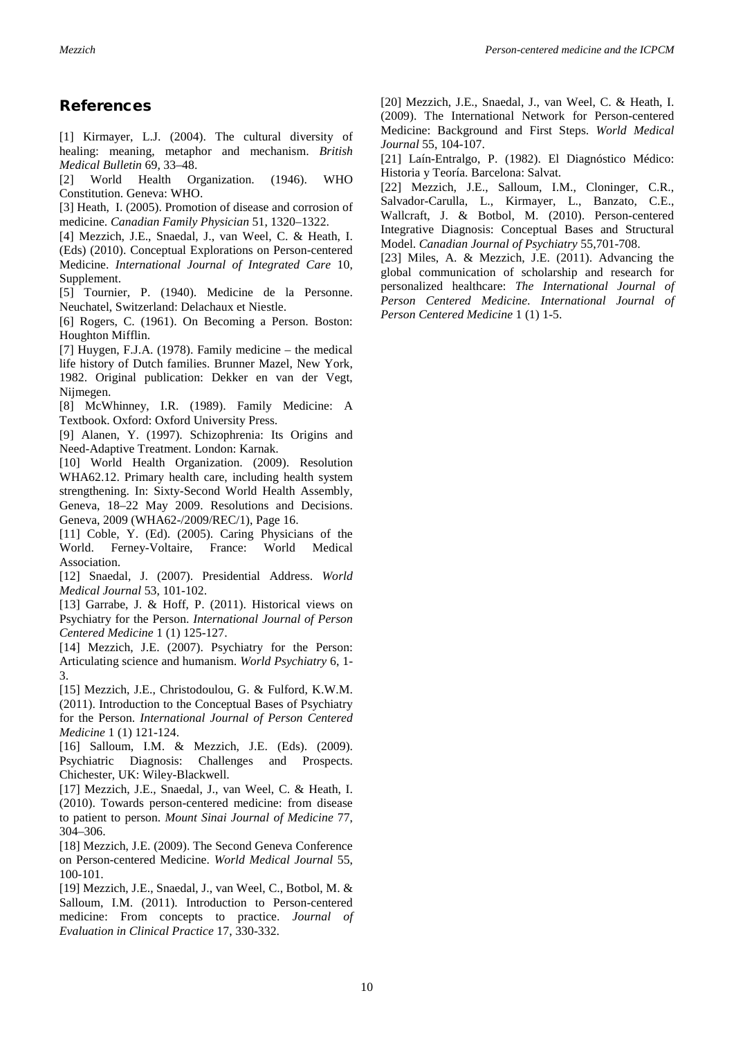## References

[1] Kirmayer, L.J. (2004). The cultural diversity of healing: meaning, metaphor and mechanism. *British Medical Bulletin* 69, 33–48.

[2] World Health Organization. (1946). WHO Constitution. Geneva: WHO.

[3] Heath, I. (2005). Promotion of disease and corrosion of medicine. *Canadian Family Physician* 51, 1320–1322.

[4] Mezzich, J.E., Snaedal, J., van Weel, C. & Heath, I. (Eds) (2010). Conceptual Explorations on Person-centered Medicine. *International Journal of Integrated Care* 10, Supplement.

[5] Tournier, P. (1940). Medicine de la Personne. Neuchatel, Switzerland: Delachaux et Niestle.

[6] Rogers, C. (1961). On Becoming a Person. Boston: Houghton Mifflin.

[7] Huygen, F.J.A. (1978). Family medicine – the medical life history of Dutch families. Brunner Mazel, New York, 1982. Original publication: Dekker en van der Vegt, Nijmegen.

[8] McWhinney, I.R. (1989). Family Medicine: A Textbook. Oxford: Oxford University Press.

[9] Alanen, Y. (1997). Schizophrenia: Its Origins and Need-Adaptive Treatment. London: Karnak.

[10] World Health Organization. (2009). Resolution WHA62.12. Primary health care, including health system strengthening. In: Sixty-Second World Health Assembly, Geneva, 18–22 May 2009. Resolutions and Decisions. Geneva, 2009 (WHA62-/2009/REC/1), Page 16.

[11] Coble, Y. (Ed). (2005). Caring Physicians of the World. Ferney-Voltaire, France: World Medical Association.

[12] Snaedal, J. (2007). Presidential Address. *World Medical Journal* 53, 101-102.

[13] Garrabe, J. & Hoff, P. (2011). Historical views on Psychiatry for the Person. *International Journal of Person Centered Medicine* 1 (1) 125-127.

[14] Mezzich, J.E. (2007). Psychiatry for the Person: Articulating science and humanism. *World Psychiatry* 6, 1-3.

[15] Mezzich, J.E., Christodoulou, G. & Fulford, K.W.M. (2011). Introduction to the Conceptual Bases of Psychiatry for the Person. *International Journal of Person Centered Medicine* 1 (1) 121-124.

[16] Salloum, I.M. & Mezzich, J.E. (Eds). (2009). Psychiatric Diagnosis: Challenges and Prospects. Chichester, UK: Wiley-Blackwell.

[17] Mezzich, J.E., Snaedal, J., van Weel, C. & Heath, I. (2010). Towards person-centered medicine: from disease to patient to person. *Mount Sinai Journal of Medicine* 77, 304–306.

[18] Mezzich, J.E. (2009). The Second Geneva Conference on Person-centered Medicine. *World Medical Journal* 55, 100-101.

[19] Mezzich, J.E., Snaedal, J., van Weel, C., Botbol, M. & Salloum, I.M. (2011). Introduction to Person-centered medicine: From concepts to practice. *Journal of Evaluation in Clinical Practice* 17, 330-332.

[20] Mezzich, J.E., Snaedal, J., van Weel, C. & Heath, I. (2009). The International Network for Person-centered Medicine: Background and First Steps. *World Medical Journal* 55, 104-107.

[21] Laín-Entralgo, P. (1982). El Diagnóstico Médico: Historia y Teoría. Barcelona: Salvat.

[22] Mezzich, J.E., Salloum, I.M., Cloninger, C.R., Salvador-Carulla, L., Kirmayer, L., Banzato, C.E., Wallcraft, J. & Botbol, M. (2010). Person-centered Integrative Diagnosis: Conceptual Bases and Structural Model. *Canadian Journal of Psychiatry* 55,701-708.

[23] Miles, A. & Mezzich, J.E. (2011). Advancing the global communication of scholarship and research for personalized healthcare: *The International Journal of Person Centered Medicine*. *International Journal of Person Centered Medicine* 1 (1) 1-5.